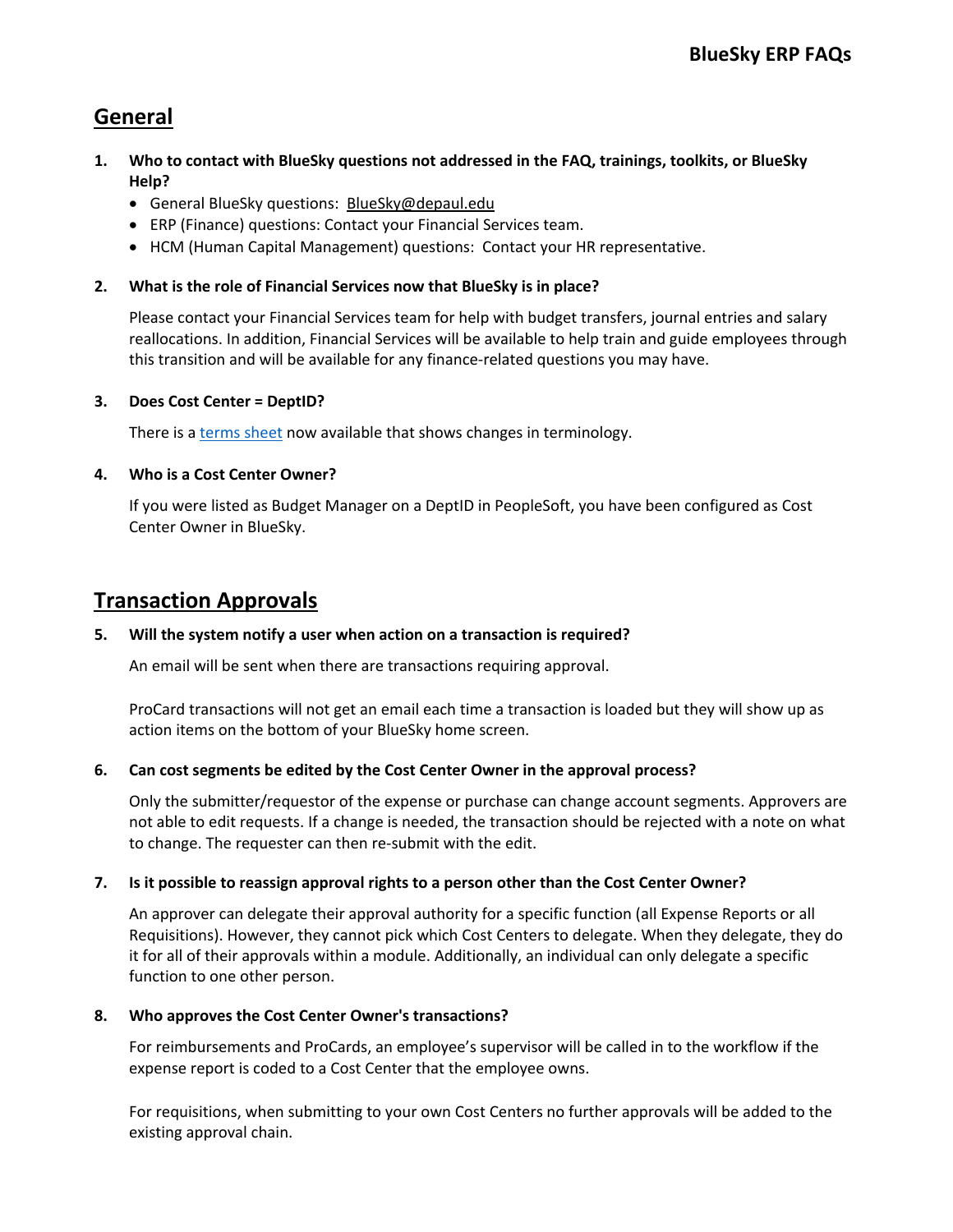# BlueSky ERP FAQs

## General

1. **Who to contact with BlueSky questions not addressed in the FAQ, trainings, toolkits, or BlueSky Help?**
   - General BlueSky questions: BlueSky@depaul.edu
   - ERP (Finance) questions: Contact your Financial Services team.
   - HCM (Human Capital Management) questions: Contact your HR representative.

2. **What is the role of Financial Services now that BlueSky is in place?**

   Please contact your Financial Services team for help with budget transfers, journal entries and salary reallocations. In addition, Financial Services will be available to help train and guide employees through this transition and will be available for any finance-related questions you may have.

3. **Does Cost Center = DeptID?**

   There is a terms sheet now available that shows changes in terminology.

4. **Who is a Cost Center Owner?**

   If you were listed as Budget Manager on a DeptID in PeopleSoft, you have been configured as Cost Center Owner in BlueSky.

## Transaction Approvals

5. **Will the system notify a user when action on a transaction is required?**

   An email will be sent when there are transactions requiring approval.

   ProCard transactions will not get an email each time a transaction is loaded but they will show up as action items on the bottom of your BlueSky home screen.

6. **Can cost segments be edited by the Cost Center Owner in the approval process?**

   Only the submitter/requestor of the expense or purchase can change account segments. Approvers are not able to edit requests. If a change is needed, the transaction should be rejected with a note on what to change. The requester can then re-submit with the edit.

7. **Is it possible to reassign approval rights to a person other than the Cost Center Owner?**

   An approver can delegate their approval authority for a specific function (all Expense Reports or all Requisitions). However, they cannot pick which Cost Centers to delegate. When they delegate, they do it for all of their approvals within a module. Additionally, an individual can only delegate a specific function to one other person.

8. **Who approves the Cost Center Owner's transactions?**

   For reimbursements and ProCards, an employee's supervisor will be called in to the workflow if the expense report is coded to a Cost Center that the employee owns.

   For requisitions, when submitting to your own Cost Centers no further approvals will be added to the existing approval chain.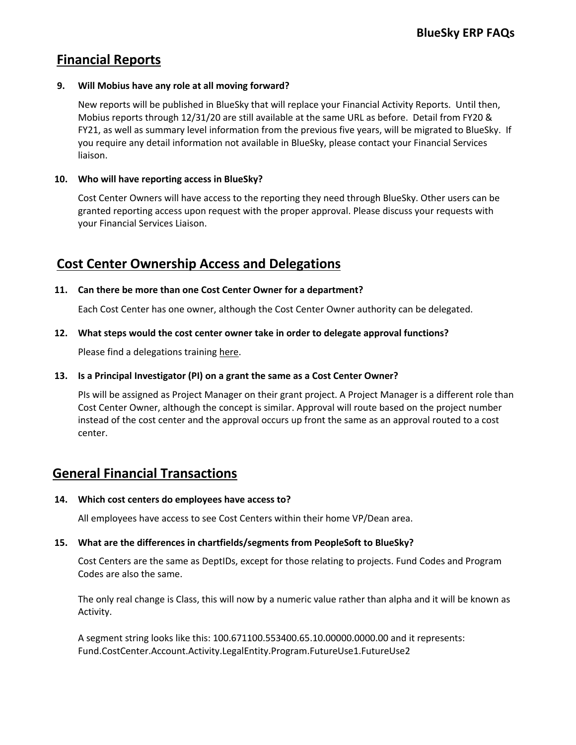## Financial Reports

**9. Will Mobius have any role at all moving forward?**

New reports will be published in BlueSky that will replace your Financial Activity Reports. Until then, Mobius reports through 12/31/20 are still available at the same URL as before. Detail from FY20 & FY21, as well as summary level information from the previous five years, will be migrated to BlueSky. If you require any detail information not available in BlueSky, please contact your Financial Services liaison.

**10. Who will have reporting access in BlueSky?**

Cost Center Owners will have access to the reporting they need through BlueSky. Other users can be granted reporting access upon request with the proper approval. Please discuss your requests with your Financial Services Liaison.

## Cost Center Ownership Access and Delegations

**11. Can there be more than one Cost Center Owner for a department?**

Each Cost Center has one owner, although the Cost Center Owner authority can be delegated.

**12. What steps would the cost center owner take in order to delegate approval functions?**

Please find a delegations training here.

**13. Is a Principal Investigator (PI) on a grant the same as a Cost Center Owner?**

PIs will be assigned as Project Manager on their grant project. A Project Manager is a different role than Cost Center Owner, although the concept is similar. Approval will route based on the project number instead of the cost center and the approval occurs up front the same as an approval routed to a cost center.

## General Financial Transactions

**14. Which cost centers do employees have access to?**

All employees have access to see Cost Centers within their home VP/Dean area.

**15. What are the differences in chartfields/segments from PeopleSoft to BlueSky?**

Cost Centers are the same as DeptIDs, except for those relating to projects. Fund Codes and Program Codes are also the same.

The only real change is Class, this will now by a numeric value rather than alpha and it will be known as Activity.

A segment string looks like this: 100.671100.553400.65.10.00000.0000.00 and it represents: Fund.CostCenter.Account.Activity.LegalEntity.Program.FutureUse1.FutureUse2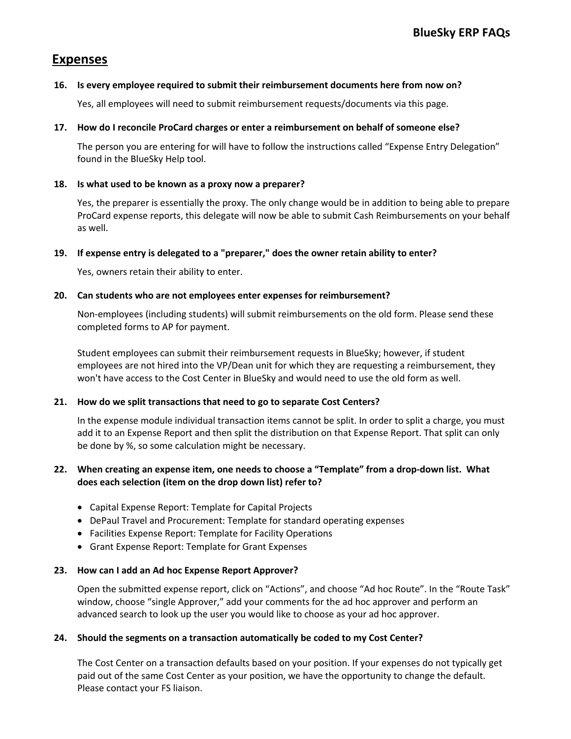## Expenses

**16. Is every employee required to submit their reimbursement documents here from now on?**

Yes, all employees will need to submit reimbursement requests/documents via this page.

**17. How do I reconcile ProCard charges or enter a reimbursement on behalf of someone else?**

The person you are entering for will have to follow the instructions called "Expense Entry Delegation" found in the BlueSky Help tool.

**18. Is what used to be known as a proxy now a preparer?**

Yes, the preparer is essentially the proxy. The only change would be in addition to being able to prepare ProCard expense reports, this delegate will now be able to submit Cash Reimbursements on your behalf as well.

**19. If expense entry is delegated to a "preparer," does the owner retain ability to enter?**

Yes, owners retain their ability to enter.

**20. Can students who are not employees enter expenses for reimbursement?**

Non-employees (including students) will submit reimbursements on the old form. Please send these completed forms to AP for payment.

Student employees can submit their reimbursement requests in BlueSky; however, if student employees are not hired into the VP/Dean unit for which they are requesting a reimbursement, they won't have access to the Cost Center in BlueSky and would need to use the old form as well.

**21. How do we split transactions that need to go to separate Cost Centers?**

In the expense module individual transaction items cannot be split. In order to split a charge, you must add it to an Expense Report and then split the distribution on that Expense Report. That split can only be done by %, so some calculation might be necessary.

**22. When creating an expense item, one needs to choose a "Template" from a drop-down list. What does each selection (item on the drop down list) refer to?**

- Capital Expense Report: Template for Capital Projects
- DePaul Travel and Procurement: Template for standard operating expenses
- Facilities Expense Report: Template for Facility Operations
- Grant Expense Report: Template for Grant Expenses

**23. How can I add an Ad hoc Expense Report Approver?**

Open the submitted expense report, click on "Actions", and choose "Ad hoc Route". In the "Route Task" window, choose "single Approver," add your comments for the ad hoc approver and perform an advanced search to look up the user you would like to choose as your ad hoc approver.

**24. Should the segments on a transaction automatically be coded to my Cost Center?**

The Cost Center on a transaction defaults based on your position. If your expenses do not typically get paid out of the same Cost Center as your position, we have the opportunity to change the default. Please contact your FS liaison.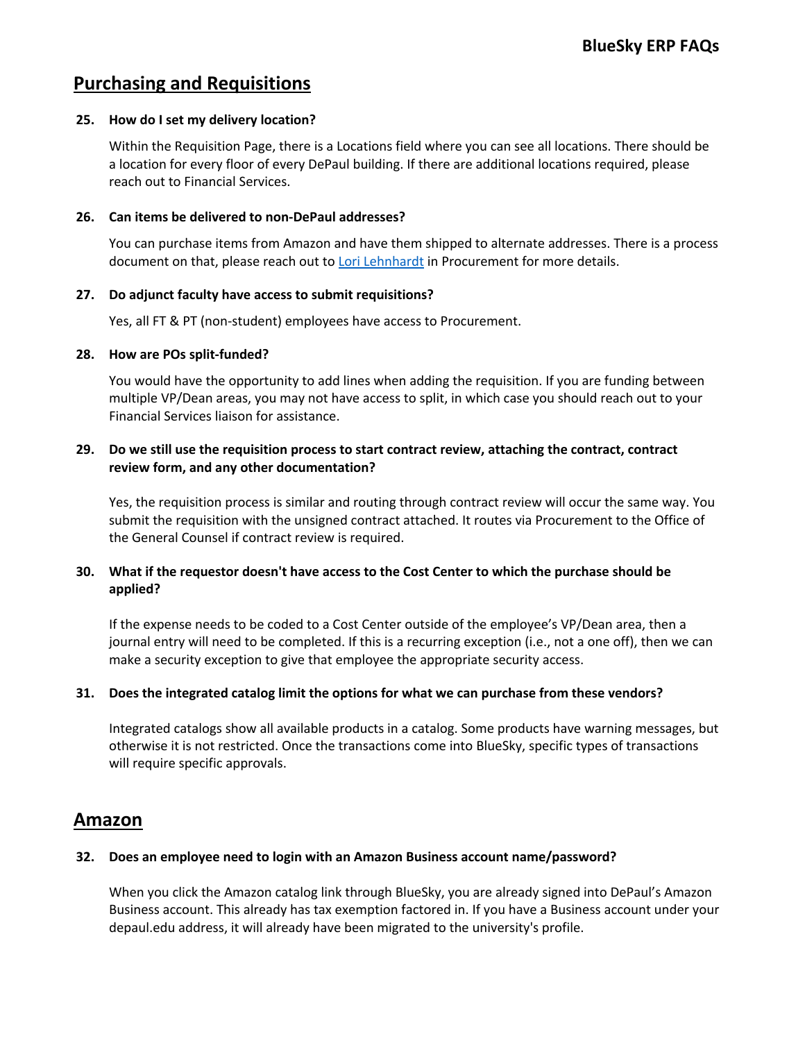## Purchasing and Requisitions

**25. How do I set my delivery location?**

Within the Requisition Page, there is a Locations field where you can see all locations. There should be a location for every floor of every DePaul building. If there are additional locations required, please reach out to Financial Services.

**26. Can items be delivered to non-DePaul addresses?**

You can purchase items from Amazon and have them shipped to alternate addresses. There is a process document on that, please reach out to [Lori Lehnhardt]() in Procurement for more details.

**27. Do adjunct faculty have access to submit requisitions?**

Yes, all FT & PT (non-student) employees have access to Procurement.

**28. How are POs split-funded?**

You would have the opportunity to add lines when adding the requisition. If you are funding between multiple VP/Dean areas, you may not have access to split, in which case you should reach out to your Financial Services liaison for assistance.

**29. Do we still use the requisition process to start contract review, attaching the contract, contract review form, and any other documentation?**

Yes, the requisition process is similar and routing through contract review will occur the same way. You submit the requisition with the unsigned contract attached. It routes via Procurement to the Office of the General Counsel if contract review is required.

**30. What if the requestor doesn't have access to the Cost Center to which the purchase should be applied?**

If the expense needs to be coded to a Cost Center outside of the employee's VP/Dean area, then a journal entry will need to be completed. If this is a recurring exception (i.e., not a one off), then we can make a security exception to give that employee the appropriate security access.

**31. Does the integrated catalog limit the options for what we can purchase from these vendors?**

Integrated catalogs show all available products in a catalog. Some products have warning messages, but otherwise it is not restricted. Once the transactions come into BlueSky, specific types of transactions will require specific approvals.

## Amazon

**32. Does an employee need to login with an Amazon Business account name/password?**

When you click the Amazon catalog link through BlueSky, you are already signed into DePaul's Amazon Business account. This already has tax exemption factored in. If you have a Business account under your depaul.edu address, it will already have been migrated to the university's profile.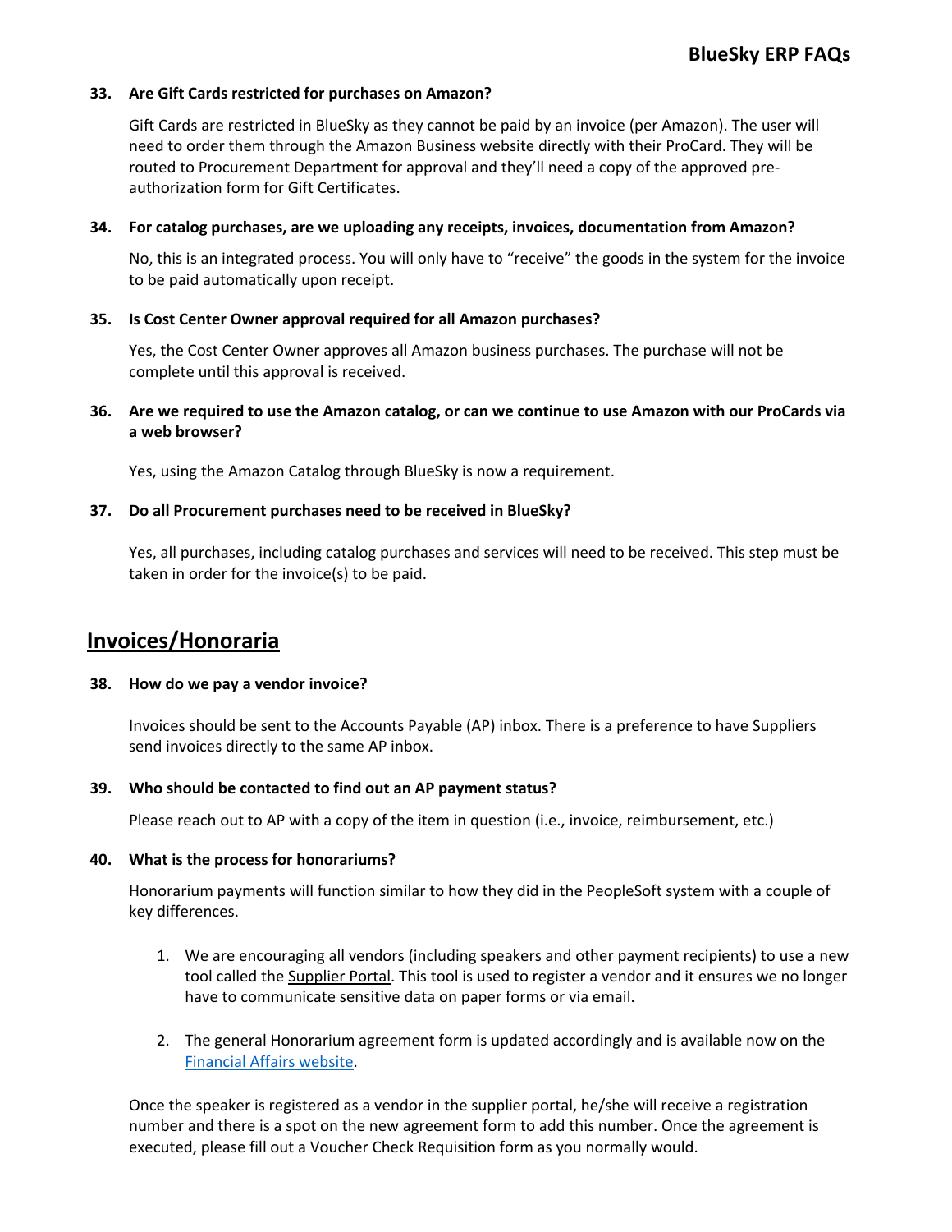**33. Are Gift Cards restricted for purchases on Amazon?**

Gift Cards are restricted in BlueSky as they cannot be paid by an invoice (per Amazon). The user will need to order them through the Amazon Business website directly with their ProCard. They will be routed to Procurement Department for approval and they'll need a copy of the approved pre-authorization form for Gift Certificates.

**34. For catalog purchases, are we uploading any receipts, invoices, documentation from Amazon?**

No, this is an integrated process. You will only have to "receive" the goods in the system for the invoice to be paid automatically upon receipt.

**35. Is Cost Center Owner approval required for all Amazon purchases?**

Yes, the Cost Center Owner approves all Amazon business purchases. The purchase will not be complete until this approval is received.

**36. Are we required to use the Amazon catalog, or can we continue to use Amazon with our ProCards via a web browser?**

Yes, using the Amazon Catalog through BlueSky is now a requirement.

**37. Do all Procurement purchases need to be received in BlueSky?**

Yes, all purchases, including catalog purchases and services will need to be received. This step must be taken in order for the invoice(s) to be paid.

## Invoices/Honoraria

**38. How do we pay a vendor invoice?**

Invoices should be sent to the Accounts Payable (AP) inbox. There is a preference to have Suppliers send invoices directly to the same AP inbox.

**39. Who should be contacted to find out an AP payment status?**

Please reach out to AP with a copy of the item in question (i.e., invoice, reimbursement, etc.)

**40. What is the process for honorariums?**

Honorarium payments will function similar to how they did in the PeopleSoft system with a couple of key differences.

1. We are encouraging all vendors (including speakers and other payment recipients) to use a new tool called the Supplier Portal. This tool is used to register a vendor and it ensures we no longer have to communicate sensitive data on paper forms or via email.
2. The general Honorarium agreement form is updated accordingly and is available now on the Financial Affairs website.

Once the speaker is registered as a vendor in the supplier portal, he/she will receive a registration number and there is a spot on the new agreement form to add this number. Once the agreement is executed, please fill out a Voucher Check Requisition form as you normally would.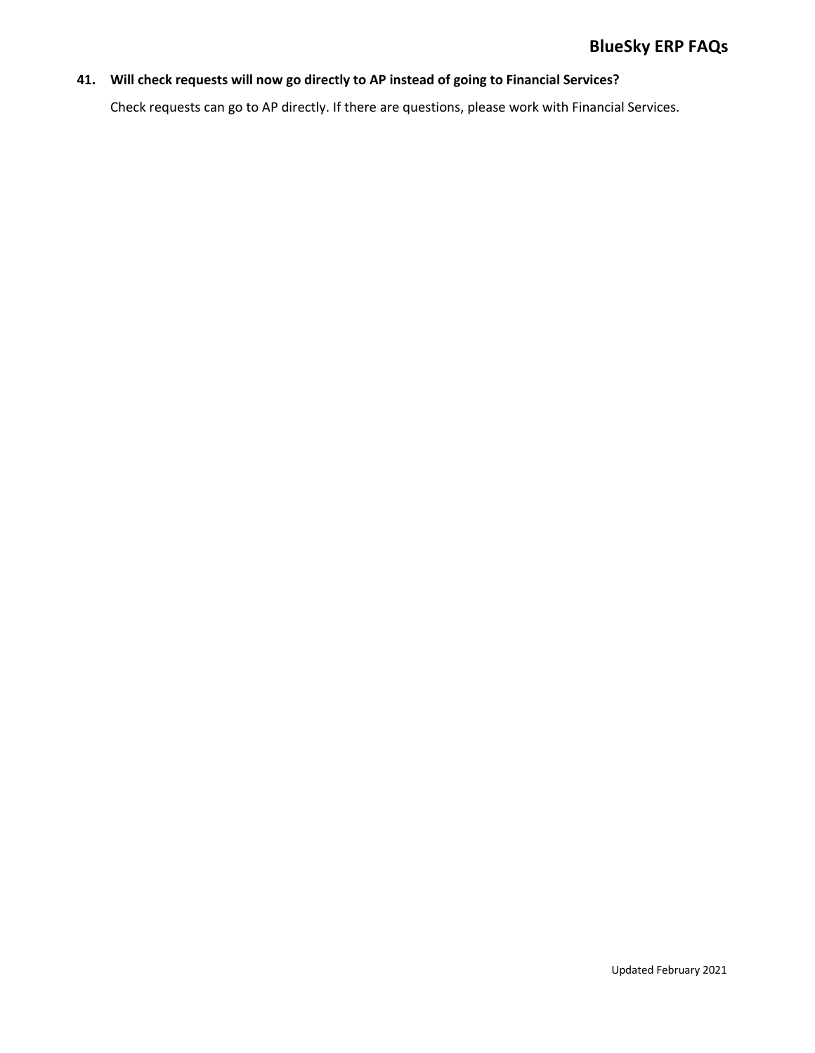**41. Will check requests will now go directly to AP instead of going to Financial Services?**

Check requests can go to AP directly. If there are questions, please work with Financial Services.